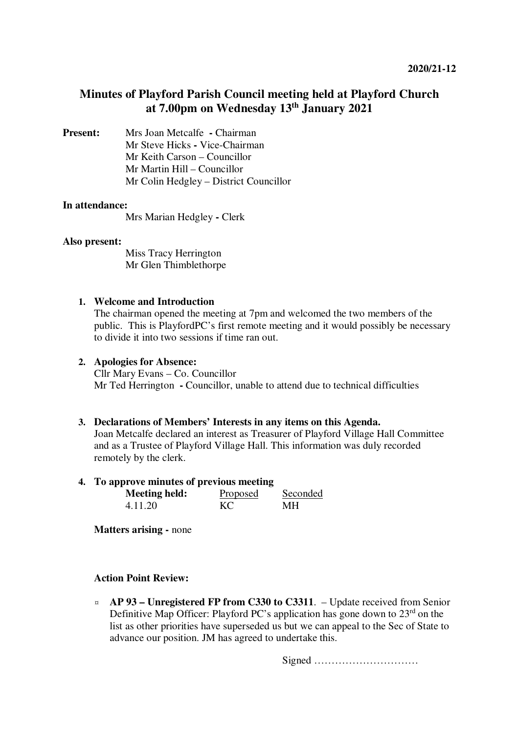2020/21-12

# Minutes of Playford Parish Council meeting held at Playford Church at 7.00pm on Wednesday 13th January 2021

**Present:**
Mrs Joan Metcalfe - Chairman
Mr Steve Hicks - Vice-Chairman
Mr Keith Carson – Councillor
Mr Martin Hill – Councillor
Mr Colin Hedgley – District Councillor

**In attendance:**
Mrs Marian Hedgley - Clerk

**Also present:**
Miss Tracy Herrington
Mr Glen Thimblethorpe

1. **Welcome and Introduction**
   The chairman opened the meeting at 7pm and welcomed the two members of the public. This is PlayfordPC's first remote meeting and it would possibly be necessary to divide it into two sessions if time ran out.

2. **Apologies for Absence:**
   Cllr Mary Evans – Co. Councillor
   Mr Ted Herrington - Councillor, unable to attend due to technical difficulties

3. **Declarations of Members' Interests in any items on this Agenda.**
   Joan Metcalfe declared an interest as Treasurer of Playford Village Hall Committee and as a Trustee of Playford Village Hall. This information was duly recorded remotely by the clerk.

4. **To approve minutes of previous meeting**

| Meeting held: | Proposed | Seconded |
|---|---|---|
| 4.11.20 | KC | MH |

**Matters arising -** none

**Action Point Review:**

- **AP 93 – Unregistered FP from C330 to C3311**. – Update received from Senior Definitive Map Officer: Playford PC's application has gone down to 23rd on the list as other priorities have superseded us but we can appeal to the Sec of State to advance our position. JM has agreed to undertake this.

Signed …………………………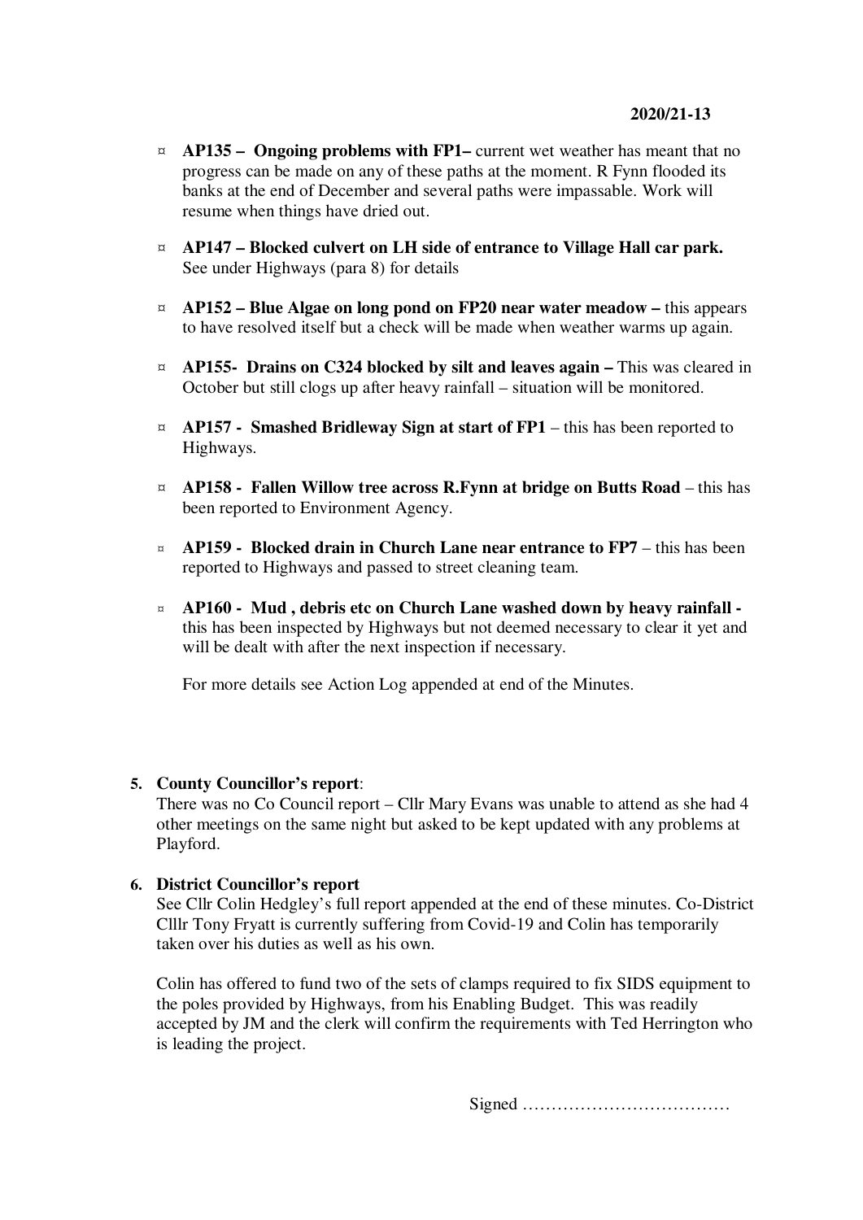- **AP135 – Ongoing problems with FP1–** current wet weather has meant that no progress can be made on any of these paths at the moment. R Fynn flooded its banks at the end of December and several paths were impassable. Work will resume when things have dried out.

- **AP147 – Blocked culvert on LH side of entrance to Village Hall car park.** See under Highways (para 8) for details

- **AP152 – Blue Algae on long pond on FP20 near water meadow –** this appears to have resolved itself but a check will be made when weather warms up again.

- **AP155- Drains on C324 blocked by silt and leaves again –** This was cleared in October but still clogs up after heavy rainfall – situation will be monitored.

- **AP157 - Smashed Bridleway Sign at start of FP1** – this has been reported to Highways.

- **AP158 - Fallen Willow tree across R.Fynn at bridge on Butts Road** – this has been reported to Environment Agency.

- **AP159 - Blocked drain in Church Lane near entrance to FP7** – this has been reported to Highways and passed to street cleaning team.

- **AP160 - Mud , debris etc on Church Lane washed down by heavy rainfall -** this has been inspected by Highways but not deemed necessary to clear it yet and will be dealt with after the next inspection if necessary.

  For more details see Action Log appended at end of the Minutes.

**5. County Councillor's report**:

There was no Co Council report – Cllr Mary Evans was unable to attend as she had 4 other meetings on the same night but asked to be kept updated with any problems at Playford.

**6. District Councillor's report**

See Cllr Colin Hedgley's full report appended at the end of these minutes. Co-District Clllr Tony Fryatt is currently suffering from Covid-19 and Colin has temporarily taken over his duties as well as his own.

Colin has offered to fund two of the sets of clamps required to fix SIDS equipment to the poles provided by Highways, from his Enabling Budget. This was readily accepted by JM and the clerk will confirm the requirements with Ted Herrington who is leading the project.

Signed ………………………………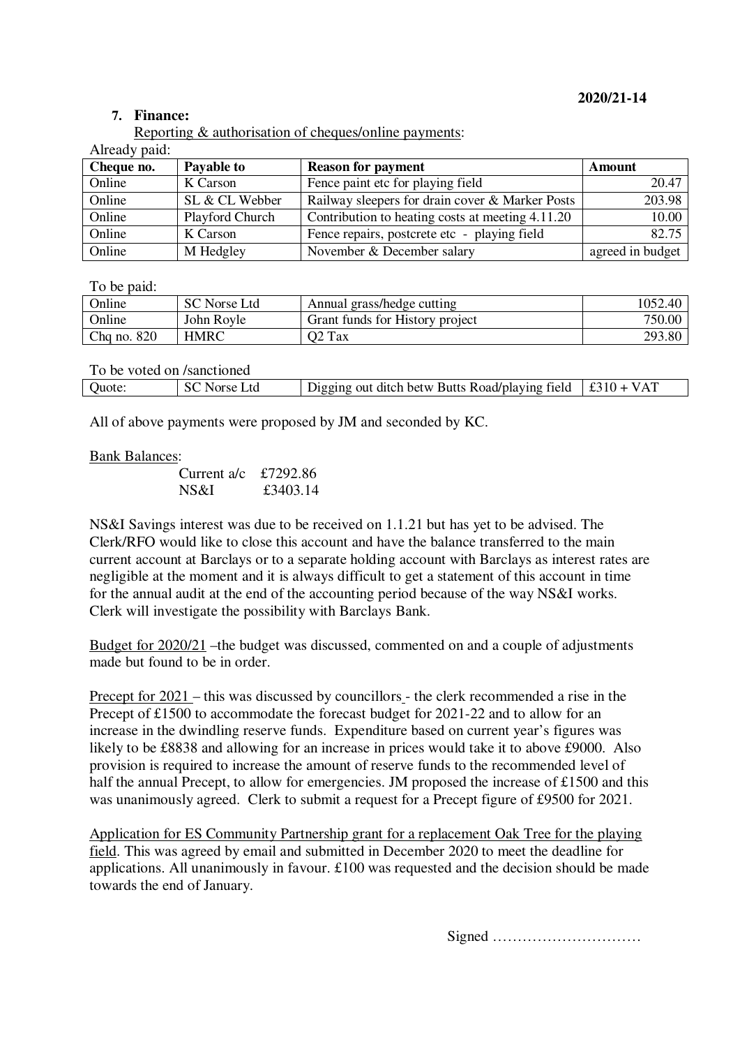**2020/21-14**

7. **Finance:**

Reporting & authorisation of cheques/online payments:

Already paid:

| Cheque no. | Payable to | Reason for payment | Amount |
|---|---|---|---|
| Online | K Carson | Fence paint etc for playing field | 20.47 |
| Online | SL & CL Webber | Railway sleepers for drain cover & Marker Posts | 203.98 |
| Online | Playford Church | Contribution to heating costs at meeting 4.11.20 | 10.00 |
| Online | K Carson | Fence repairs, postcrete etc - playing field | 82.75 |
| Online | M Hedgley | November & December salary | agreed in budget |

To be paid:

| | | | |
|---|---|---|---|
| Online | SC Norse Ltd | Annual grass/hedge cutting | 1052.40 |
| Online | John Royle | Grant funds for History project | 750.00 |
| Chq no. 820 | HMRC | Q2 Tax | 293.80 |

To be voted on /sanctioned

| | | | |
|---|---|---|---|
| Quote: | SC Norse Ltd | Digging out ditch betw Butts Road/playing field | £310 + VAT |

All of above payments were proposed by JM and seconded by KC.

Bank Balances:

Current a/c £7292.86
NS&I £3403.14

NS&I Savings interest was due to be received on 1.1.21 but has yet to be advised. The Clerk/RFO would like to close this account and have the balance transferred to the main current account at Barclays or to a separate holding account with Barclays as interest rates are negligible at the moment and it is always difficult to get a statement of this account in time for the annual audit at the end of the accounting period because of the way NS&I works. Clerk will investigate the possibility with Barclays Bank.

Budget for 2020/21 –the budget was discussed, commented on and a couple of adjustments made but found to be in order.

Precept for 2021 – this was discussed by councillors - the clerk recommended a rise in the Precept of £1500 to accommodate the forecast budget for 2021-22 and to allow for an increase in the dwindling reserve funds. Expenditure based on current year's figures was likely to be £8838 and allowing for an increase in prices would take it to above £9000. Also provision is required to increase the amount of reserve funds to the recommended level of half the annual Precept, to allow for emergencies. JM proposed the increase of £1500 and this was unanimously agreed. Clerk to submit a request for a Precept figure of £9500 for 2021.

Application for ES Community Partnership grant for a replacement Oak Tree for the playing field. This was agreed by email and submitted in December 2020 to meet the deadline for applications. All unanimously in favour. £100 was requested and the decision should be made towards the end of January.

Signed …………………………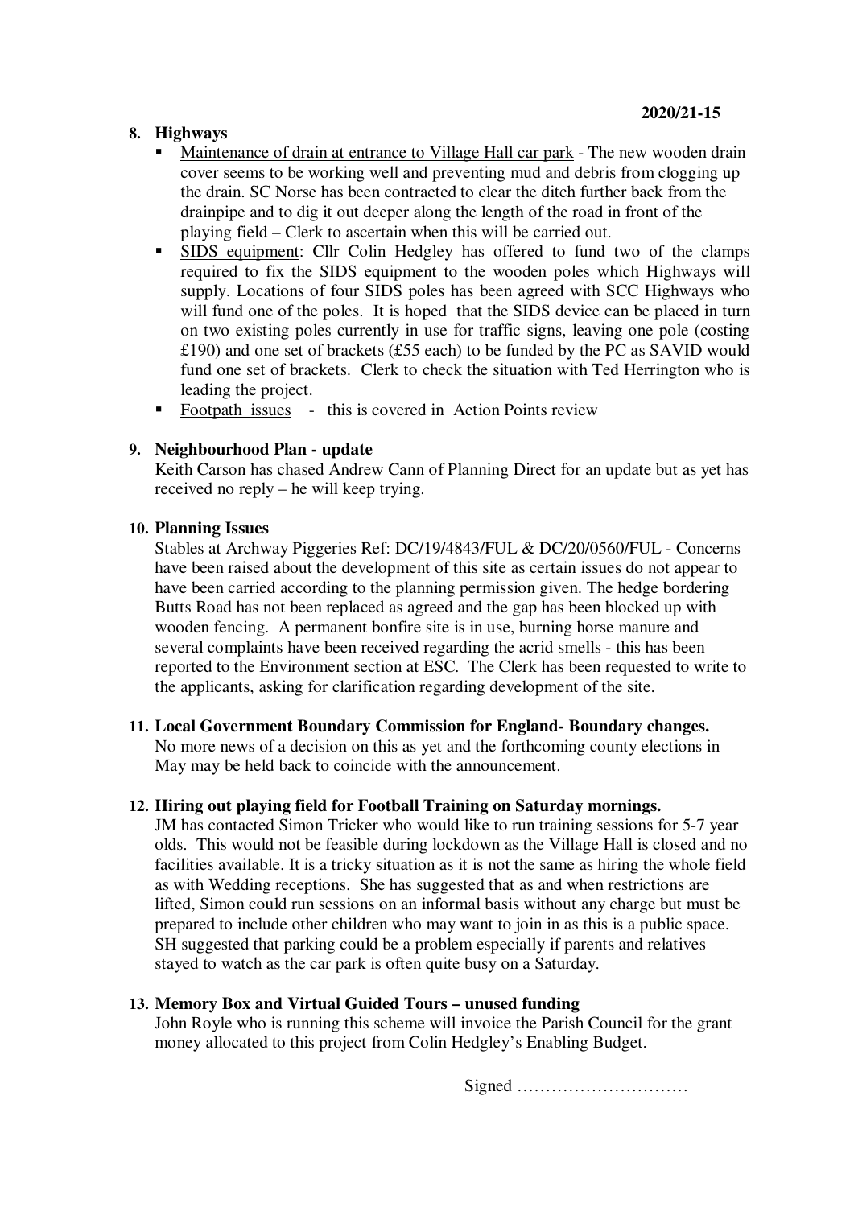**2020/21-15**

**8. Highways**

- Maintenance of drain at entrance to Village Hall car park - The new wooden drain cover seems to be working well and preventing mud and debris from clogging up the drain. SC Norse has been contracted to clear the ditch further back from the drainpipe and to dig it out deeper along the length of the road in front of the playing field – Clerk to ascertain when this will be carried out.
- SIDS equipment: Cllr Colin Hedgley has offered to fund two of the clamps required to fix the SIDS equipment to the wooden poles which Highways will supply. Locations of four SIDS poles has been agreed with SCC Highways who will fund one of the poles. It is hoped that the SIDS device can be placed in turn on two existing poles currently in use for traffic signs, leaving one pole (costing £190) and one set of brackets (£55 each) to be funded by the PC as SAVID would fund one set of brackets. Clerk to check the situation with Ted Herrington who is leading the project.
- Footpath issues - this is covered in Action Points review

**9. Neighbourhood Plan - update**

Keith Carson has chased Andrew Cann of Planning Direct for an update but as yet has received no reply – he will keep trying.

**10. Planning Issues**

Stables at Archway Piggeries Ref: DC/19/4843/FUL & DC/20/0560/FUL - Concerns have been raised about the development of this site as certain issues do not appear to have been carried according to the planning permission given. The hedge bordering Butts Road has not been replaced as agreed and the gap has been blocked up with wooden fencing. A permanent bonfire site is in use, burning horse manure and several complaints have been received regarding the acrid smells - this has been reported to the Environment section at ESC. The Clerk has been requested to write to the applicants, asking for clarification regarding development of the site.

**11. Local Government Boundary Commission for England- Boundary changes.**

No more news of a decision on this as yet and the forthcoming county elections in May may be held back to coincide with the announcement.

**12. Hiring out playing field for Football Training on Saturday mornings.**

JM has contacted Simon Tricker who would like to run training sessions for 5-7 year olds. This would not be feasible during lockdown as the Village Hall is closed and no facilities available. It is a tricky situation as it is not the same as hiring the whole field as with Wedding receptions. She has suggested that as and when restrictions are lifted, Simon could run sessions on an informal basis without any charge but must be prepared to include other children who may want to join in as this is a public space. SH suggested that parking could be a problem especially if parents and relatives stayed to watch as the car park is often quite busy on a Saturday.

**13. Memory Box and Virtual Guided Tours – unused funding**

John Royle who is running this scheme will invoice the Parish Council for the grant money allocated to this project from Colin Hedgley's Enabling Budget.

Signed …………………………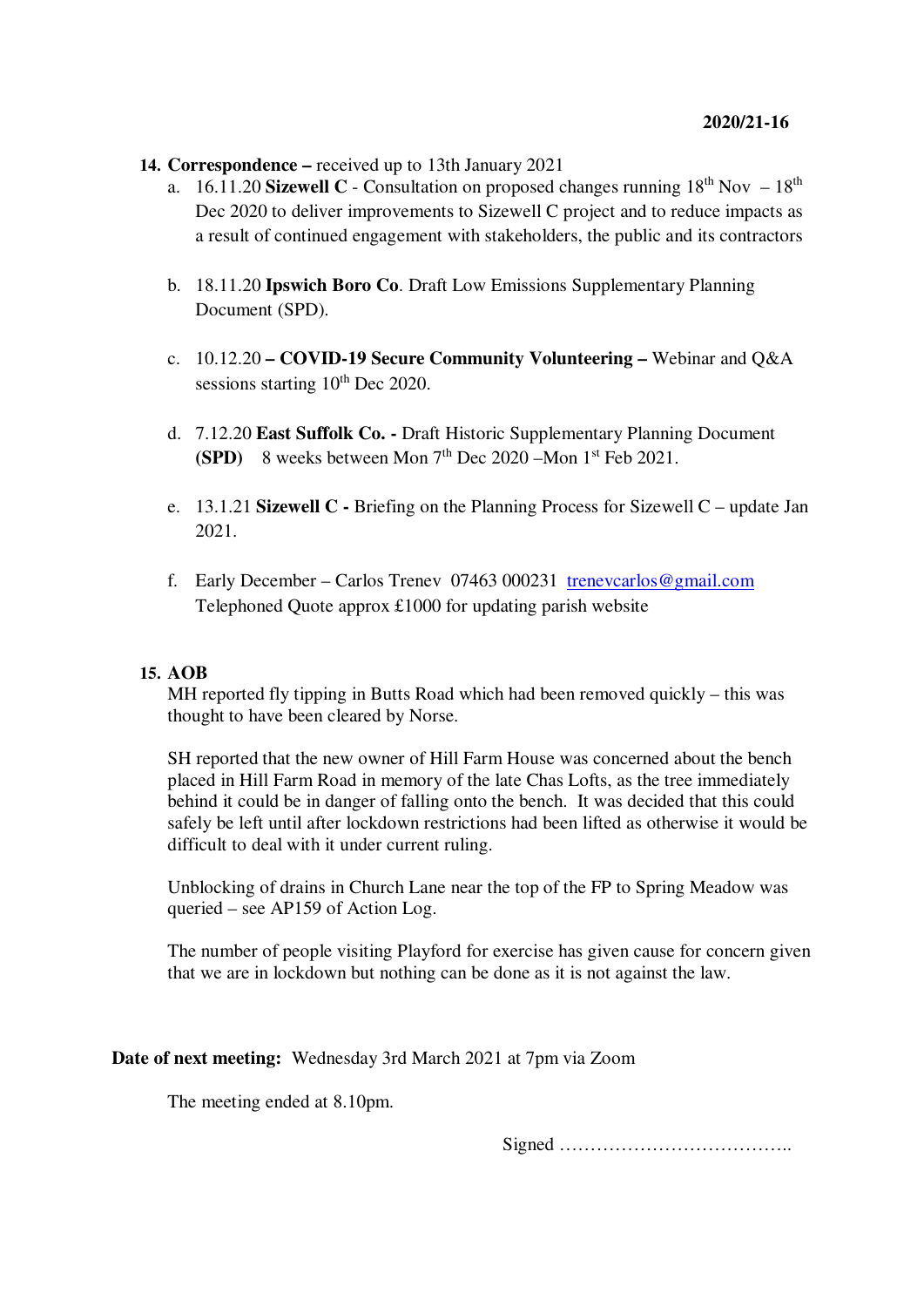**14. Correspondence –** received up to 13th January 2021

a. 16.11.20 **Sizewell C** - Consultation on proposed changes running 18th Nov – 18th Dec 2020 to deliver improvements to Sizewell C project and to reduce impacts as a result of continued engagement with stakeholders, the public and its contractors

b. 18.11.20 **Ipswich Boro Co**. Draft Low Emissions Supplementary Planning Document (SPD).

c. 10.12.20 **– COVID-19 Secure Community Volunteering –** Webinar and Q&A sessions starting 10th Dec 2020.

d. 7.12.20 **East Suffolk Co. -** Draft Historic Supplementary Planning Document **(SPD)** 8 weeks between Mon 7th Dec 2020 –Mon 1st Feb 2021.

e. 13.1.21 **Sizewell C -** Briefing on the Planning Process for Sizewell C – update Jan 2021.

f. Early December – Carlos Trenev 07463 000231 trenevcarlos@gmail.com Telephoned Quote approx £1000 for updating parish website

**15. AOB**

MH reported fly tipping in Butts Road which had been removed quickly – this was thought to have been cleared by Norse.

SH reported that the new owner of Hill Farm House was concerned about the bench placed in Hill Farm Road in memory of the late Chas Lofts, as the tree immediately behind it could be in danger of falling onto the bench. It was decided that this could safely be left until after lockdown restrictions had been lifted as otherwise it would be difficult to deal with it under current ruling.

Unblocking of drains in Church Lane near the top of the FP to Spring Meadow was queried – see AP159 of Action Log.

The number of people visiting Playford for exercise has given cause for concern given that we are in lockdown but nothing can be done as it is not against the law.

**Date of next meeting:** Wednesday 3rd March 2021 at 7pm via Zoom

The meeting ended at 8.10pm.

Signed ………………………………..